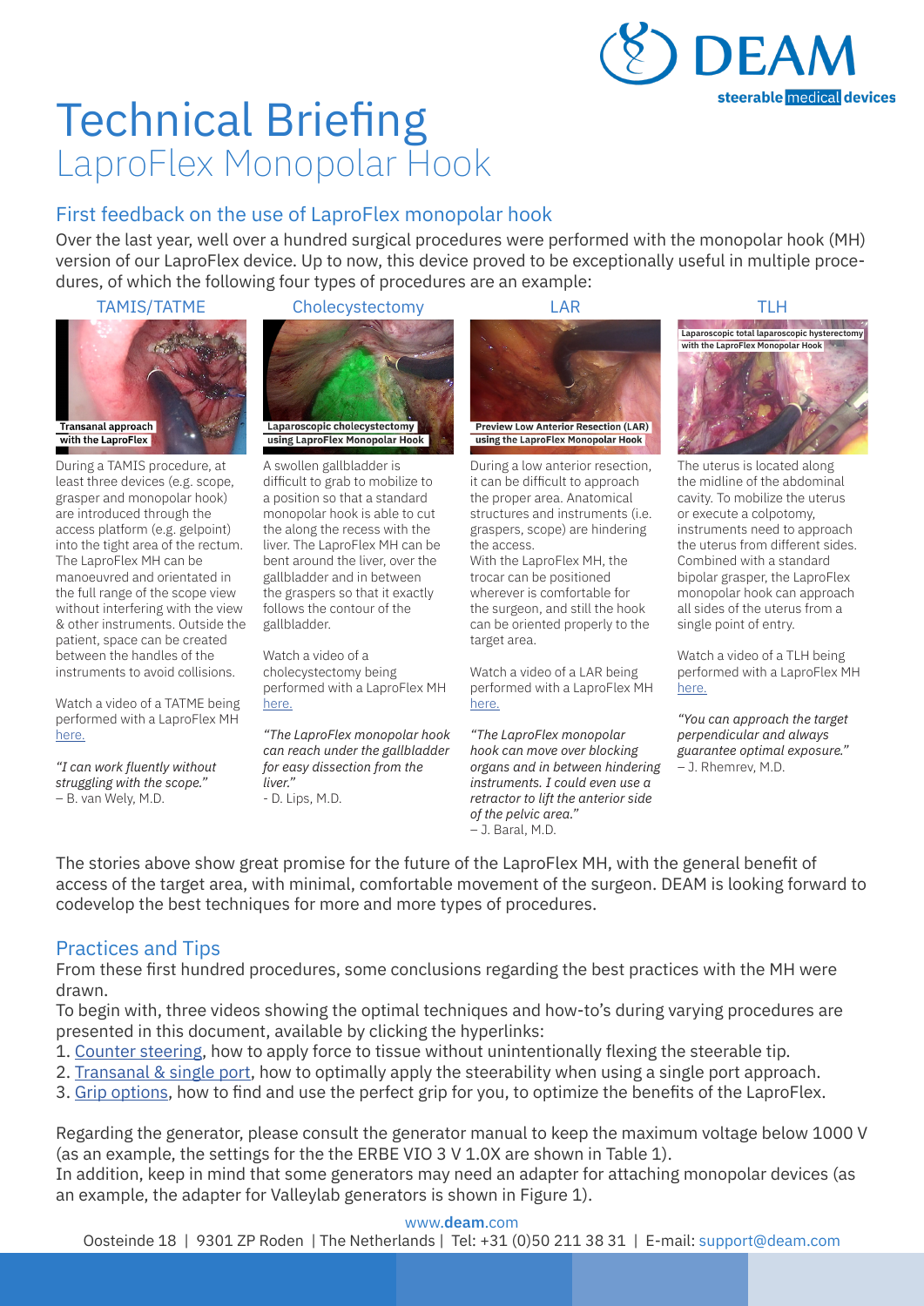# Technical Briefing
LaproFlex Monopolar Hook

## First feedback on the use of LaproFlex monopolar hook

Over the last year, well over a hundred surgical procedures were performed with the monopolar hook (MH) version of our LaproFlex device. Up to now, this device proved to be exceptionally useful in multiple procedures, of which the following four types of procedures are an example:

### TAMIS/TATME

Transanal approach with the LaproFlex

During a TAMIS procedure, at least three devices (e.g. scope, grasper and monopolar hook) are introduced through the access platform (e.g. gelpoint) into the tight area of the rectum. The LaproFlex MH can be manoeuvred and orientated in the full range of the scope view without interfering with the view & other instruments. Outside the patient, space can be created between the handles of the instruments to avoid collisions.

Watch a video of a TATME being performed with a LaproFlex MH here.

*"I can work fluently without struggling with the scope."*
– B. van Wely, M.D.

### Cholecystectomy

Laparoscopic cholecystectomy using LaproFlex Monopolar Hook

A swollen gallbladder is difficult to grab to mobilize to a position so that a standard monopolar hook is able to cut the along the recess with the liver. The LaproFlex MH can be bent around the liver, over the gallbladder and in between the graspers so that it exactly follows the contour of the gallbladder.

Watch a video of a cholecystectomy being performed with a LaproFlex MH here.

*"The LaproFlex monopolar hook can reach under the gallbladder for easy dissection from the liver."*
- D. Lips, M.D.

### LAR

Preview Low Anterior Resection (LAR) using the LaproFlex Monopolar Hook

During a low anterior resection, it can be difficult to approach the proper area. Anatomical structures and instruments (i.e. graspers, scope) are hindering the access.
With the LaproFlex MH, the trocar can be positioned wherever is comfortable for the surgeon, and still the hook can be oriented properly to the target area.

Watch a video of a LAR being performed with a LaproFlex MH here.

*"The LaproFlex monopolar hook can move over blocking organs and in between hindering instruments. I could even use a retractor to lift the anterior side of the pelvic area."*
– J. Baral, M.D.

### TLH

Laparoscopic total laparoscopic hysterectomy with the LaproFlex Monopolar Hook

The uterus is located along the midline of the abdominal cavity. To mobilize the uterus or execute a colpotomy, instruments need to approach the uterus from different sides. Combined with a standard bipolar grasper, the LaproFlex monopolar hook can approach all sides of the uterus from a single point of entry.

Watch a video of a TLH being performed with a LaproFlex MH here.

*"You can approach the target perpendicular and always guarantee optimal exposure."*
– J. Rhemrev, M.D.

The stories above show great promise for the future of the LaproFlex MH, with the general benefit of access of the target area, with minimal, comfortable movement of the surgeon. DEAM is looking forward to codevelop the best techniques for more and more types of procedures.

## Practices and Tips

From these first hundred procedures, some conclusions regarding the best practices with the MH were drawn.
To begin with, three videos showing the optimal techniques and how-to's during varying procedures are presented in this document, available by clicking the hyperlinks:

1. Counter steering, how to apply force to tissue without unintentionally flexing the steerable tip.
2. Transanal & single port, how to optimally apply the steerability when using a single port approach.
3. Grip options, how to find and use the perfect grip for you, to optimize the benefits of the LaproFlex.

Regarding the generator, please consult the generator manual to keep the maximum voltage below 1000 V (as an example, the settings for the the ERBE VIO 3 V 1.0X are shown in Table 1).
In addition, keep in mind that some generators may need an adapter for attaching monopolar devices (as an example, the adapter for Valleylab generators is shown in Figure 1).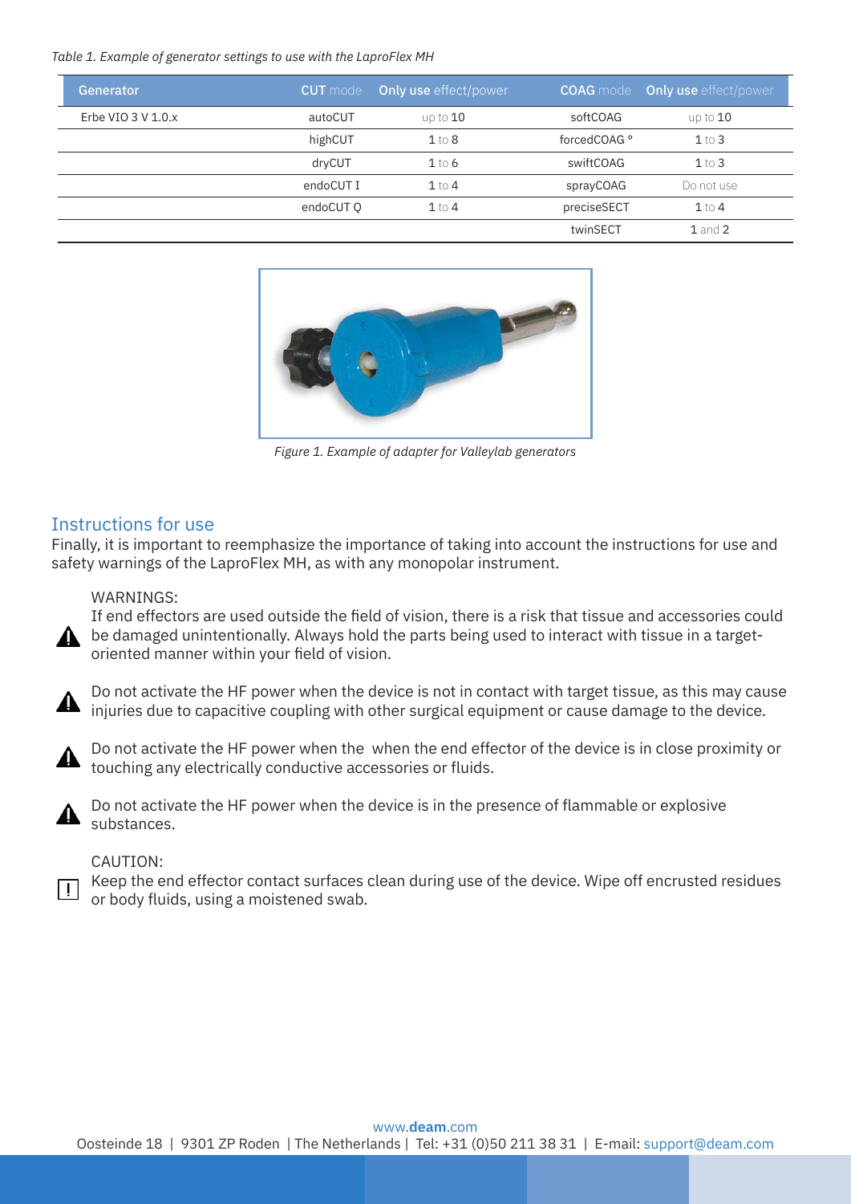*Table 1. Example of generator settings to use with the LaproFlex MH*

| Generator | CUT mode | Only use effect/power | COAG mode | Only use effect/power |
|---|---|---|---|---|
| Erbe VIO 3 V 1.0.x | autoCUT | up to 10 | softCOAG | up to 10 |
| | highCUT | 1 to 8 | forcedCOAG ° | 1 to 3 |
| | dryCUT | 1 to 6 | swiftCOAG | 1 to 3 |
| | endoCUT I | 1 to 4 | sprayCOAG | Do not use |
| | endoCUT Q | 1 to 4 | preciseSECT | 1 to 4 |
| | | | twinSECT | 1 and 2 |

*Figure 1. Example of adapter for Valleylab generators*

## Instructions for use

Finally, it is important to reemphasize the importance of taking into account the instructions for use and safety warnings of the LaproFlex MH, as with any monopolar instrument.

WARNINGS:

⚠ If end effectors are used outside the field of vision, there is a risk that tissue and accessories could be damaged unintentionally. Always hold the parts being used to interact with tissue in a target-oriented manner within your field of vision.

⚠ Do not activate the HF power when the device is not in contact with target tissue, as this may cause injuries due to capacitive coupling with other surgical equipment or cause damage to the device.

⚠ Do not activate the HF power when the when the end effector of the device is in close proximity or touching any electrically conductive accessories or fluids.

⚠ Do not activate the HF power when the device is in the presence of flammable or explosive substances.

CAUTION:

[!] Keep the end effector contact surfaces clean during use of the device. Wipe off encrusted residues or body fluids, using a moistened swab.

www.deam.com
Oosteinde 18 | 9301 ZP Roden | The Netherlands | Tel: +31 (0)50 211 38 31 | E-mail: support@deam.com